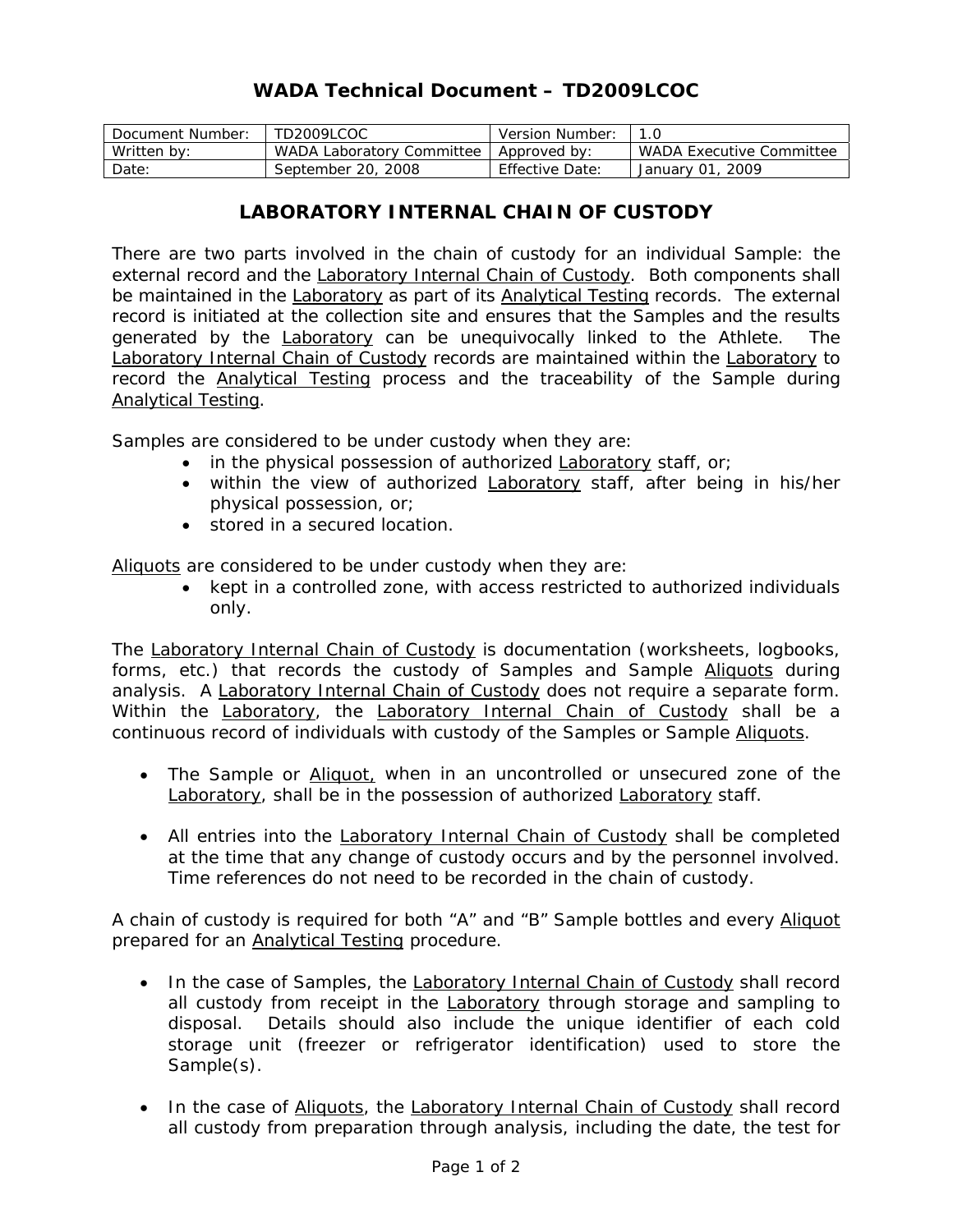# WADA Technical Document – TD2009LCOC

| Document Number: | TD2009LCOC | Version Number: | 1.0 |
|---|---|---|---|
| Written by: | WADA Laboratory Committee | Approved by: | WADA Executive Committee |
| Date: | September 20, 2008 | Effective Date: | January 01, 2009 |

## LABORATORY INTERNAL CHAIN OF CUSTODY

There are two parts involved in the chain of custody for an individual Sample: the external record and the Laboratory Internal Chain of Custody. Both components shall be maintained in the Laboratory as part of its Analytical Testing records. The external record is initiated at the collection site and ensures that the Samples and the results generated by the Laboratory can be unequivocally linked to the Athlete. The Laboratory Internal Chain of Custody records are maintained within the Laboratory to record the Analytical Testing process and the traceability of the Sample during Analytical Testing.

Samples are considered to be under custody when they are:

- in the physical possession of authorized Laboratory staff, or;
- within the view of authorized Laboratory staff, after being in his/her physical possession, or;
- stored in a secured location.

Aliquots are considered to be under custody when they are:

- kept in a controlled zone, with access restricted to authorized individuals only.

The Laboratory Internal Chain of Custody is documentation (worksheets, logbooks, forms, etc.) that records the custody of Samples and Sample Aliquots during analysis. A Laboratory Internal Chain of Custody does not require a separate form. Within the Laboratory, the Laboratory Internal Chain of Custody shall be a continuous record of individuals with custody of the Samples or Sample Aliquots.

- The Sample or Aliquot, when in an uncontrolled or unsecured zone of the Laboratory, shall be in the possession of authorized Laboratory staff.
- All entries into the Laboratory Internal Chain of Custody shall be completed at the time that any change of custody occurs and by the personnel involved. Time references do not need to be recorded in the chain of custody.

A chain of custody is required for both "A" and "B" Sample bottles and every Aliquot prepared for an Analytical Testing procedure.

- In the case of Samples, the Laboratory Internal Chain of Custody shall record all custody from receipt in the Laboratory through storage and sampling to disposal. Details should also include the unique identifier of each cold storage unit (freezer or refrigerator identification) used to store the Sample(s).
- In the case of Aliquots, the Laboratory Internal Chain of Custody shall record all custody from preparation through analysis, including the date, the test for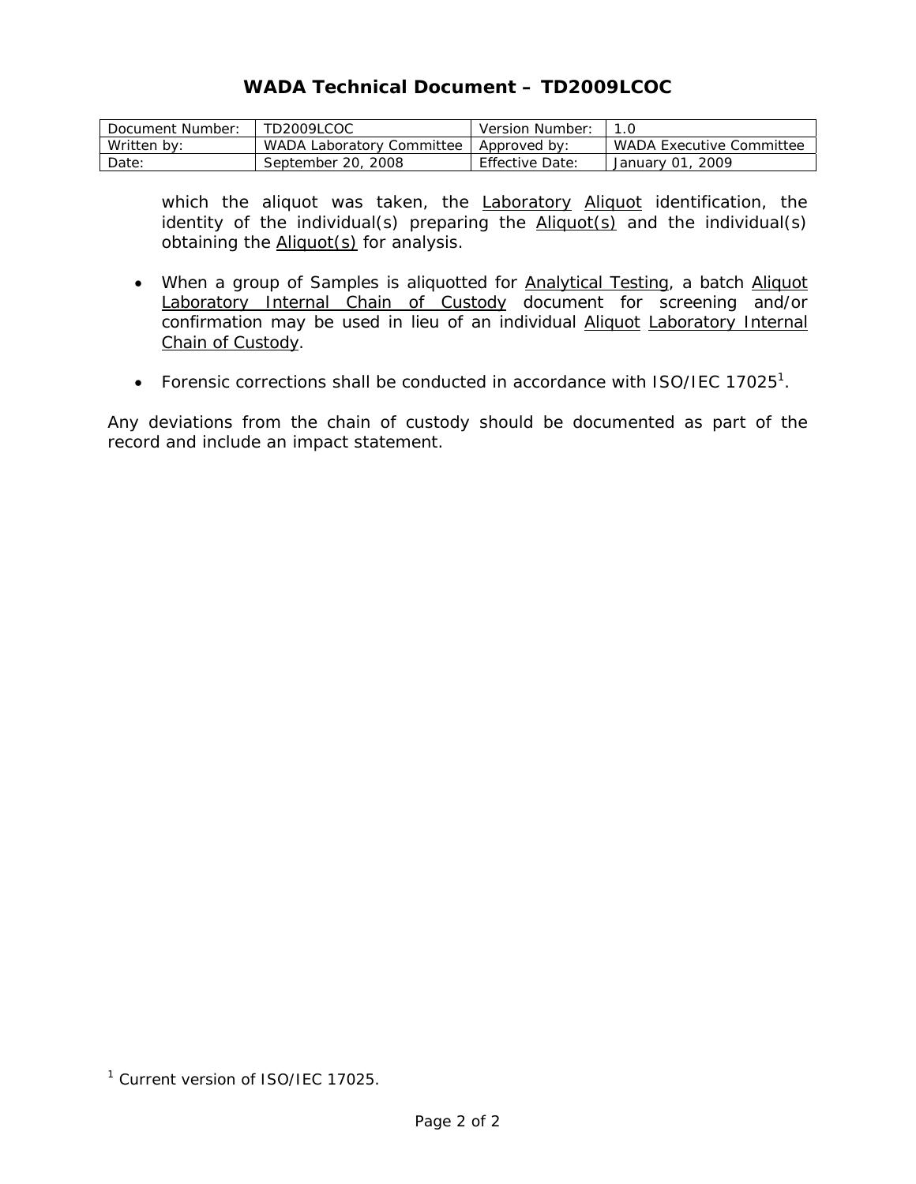which the aliquot was taken, the Laboratory Aliquot identification, the identity of the individual(s) preparing the Aliquot(s) and the individual(s) obtaining the Aliquot(s) for analysis.

- When a group of Samples is aliquotted for Analytical Testing, a batch Aliquot Laboratory Internal Chain of Custody document for screening and/or confirmation may be used in lieu of an individual Aliquot Laboratory Internal Chain of Custody.

- Forensic corrections shall be conducted in accordance with ISO/IEC 17025[1].

Any deviations from the chain of custody should be documented as part of the record and include an impact statement.

[1] Current version of ISO/IEC 17025.